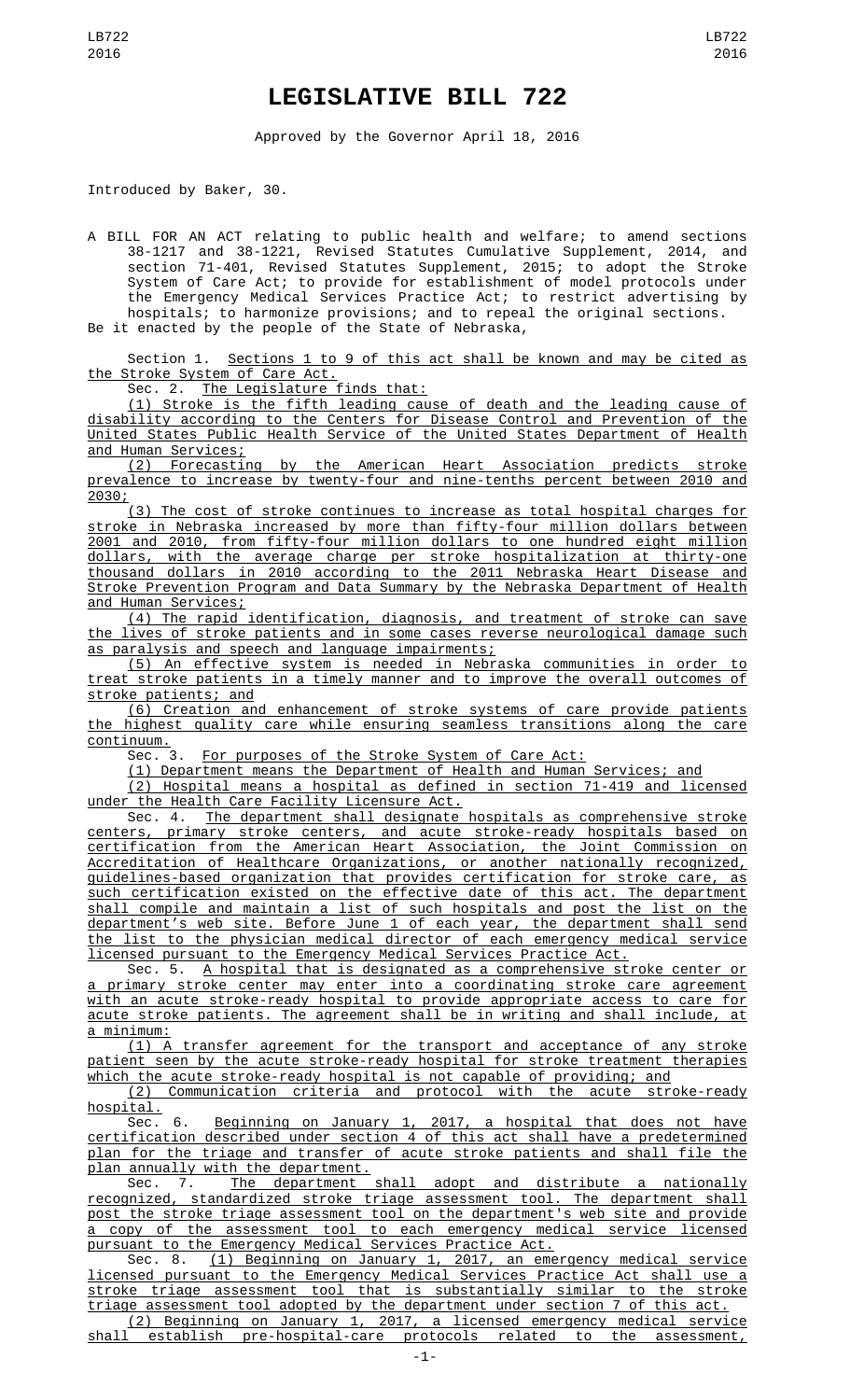# LEGISLATIVE BILL 722

Approved by the Governor April 18, 2016

Introduced by Baker, 30.

A BILL FOR AN ACT relating to public health and welfare; to amend sections 38-1217 and 38-1221, Revised Statutes Cumulative Supplement, 2014, and section 71-401, Revised Statutes Supplement, 2015; to adopt the Stroke System of Care Act; to provide for establishment of model protocols under the Emergency Medical Services Practice Act; to restrict advertising by hospitals; to harmonize provisions; and to repeal the original sections.

Be it enacted by the people of the State of Nebraska,

Section 1. Sections 1 to 9 of this act shall be known and may be cited as the Stroke System of Care Act.

Sec. 2. The Legislature finds that:

(1) Stroke is the fifth leading cause of death and the leading cause of disability according to the Centers for Disease Control and Prevention of the United States Public Health Service of the United States Department of Health and Human Services;

(2) Forecasting by the American Heart Association predicts stroke prevalence to increase by twenty-four and nine-tenths percent between 2010 and 2030;

(3) The cost of stroke continues to increase as total hospital charges for stroke in Nebraska increased by more than fifty-four million dollars between 2001 and 2010, from fifty-four million dollars to one hundred eight million dollars, with the average charge per stroke hospitalization at thirty-one thousand dollars in 2010 according to the 2011 Nebraska Heart Disease and Stroke Prevention Program and Data Summary by the Nebraska Department of Health and Human Services;

(4) The rapid identification, diagnosis, and treatment of stroke can save the lives of stroke patients and in some cases reverse neurological damage such as paralysis and speech and language impairments;

(5) An effective system is needed in Nebraska communities in order to treat stroke patients in a timely manner and to improve the overall outcomes of stroke patients; and

(6) Creation and enhancement of stroke systems of care provide patients the highest quality care while ensuring seamless transitions along the care continuum.

Sec. 3. For purposes of the Stroke System of Care Act:

(1) Department means the Department of Health and Human Services; and

(2) Hospital means a hospital as defined in section 71-419 and licensed under the Health Care Facility Licensure Act.

Sec. 4. The department shall designate hospitals as comprehensive stroke centers, primary stroke centers, and acute stroke-ready hospitals based on certification from the American Heart Association, the Joint Commission on Accreditation of Healthcare Organizations, or another nationally recognized, guidelines-based organization that provides certification for stroke care, as such certification existed on the effective date of this act. The department shall compile and maintain a list of such hospitals and post the list on the department's web site. Before June 1 of each year, the department shall send the list to the physician medical director of each emergency medical service licensed pursuant to the Emergency Medical Services Practice Act.

Sec. 5. A hospital that is designated as a comprehensive stroke center or a primary stroke center may enter into a coordinating stroke care agreement with an acute stroke-ready hospital to provide appropriate access to care for acute stroke patients. The agreement shall be in writing and shall include, at a minimum:

(1) A transfer agreement for the transport and acceptance of any stroke patient seen by the acute stroke-ready hospital for stroke treatment therapies which the acute stroke-ready hospital is not capable of providing; and

(2) Communication criteria and protocol with the acute stroke-ready hospital.

Sec. 6. Beginning on January 1, 2017, a hospital that does not have certification described under section 4 of this act shall have a predetermined plan for the triage and transfer of acute stroke patients and shall file the plan annually with the department.

Sec. 7. The department shall adopt and distribute a nationally recognized, standardized stroke triage assessment tool. The department shall post the stroke triage assessment tool on the department's web site and provide a copy of the assessment tool to each emergency medical service licensed pursuant to the Emergency Medical Services Practice Act.

Sec. 8. (1) Beginning on January 1, 2017, an emergency medical service licensed pursuant to the Emergency Medical Services Practice Act shall use a stroke triage assessment tool that is substantially similar to the stroke triage assessment tool adopted by the department under section 7 of this act.

(2) Beginning on January 1, 2017, a licensed emergency medical service shall establish pre-hospital-care protocols related to the assessment,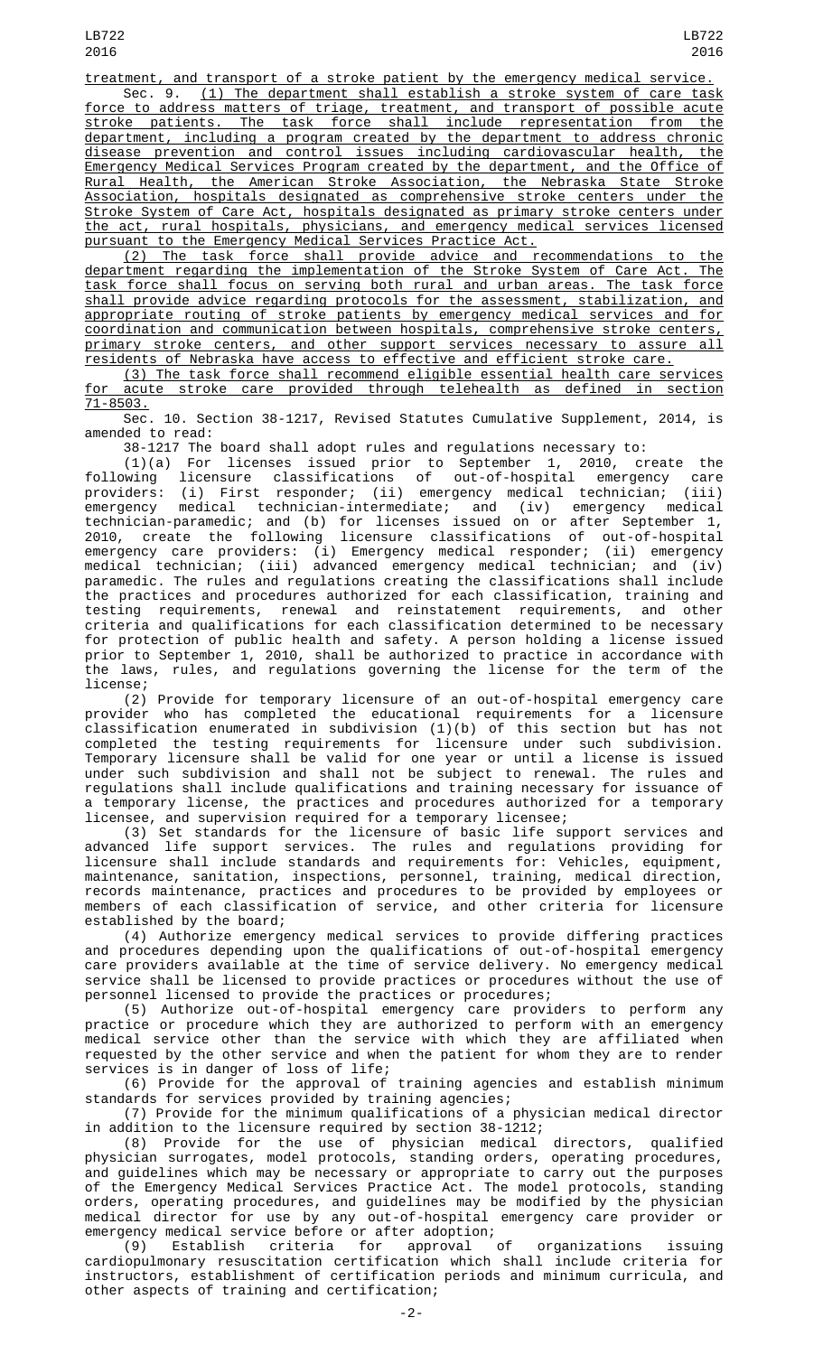treatment, and transport of a stroke patient by the emergency medical service.

Sec. 9. (1) The department shall establish a stroke system of care task force to address matters of triage, treatment, and transport of possible acute stroke patients. The task force shall include representation from the department, including a program created by the department to address chronic disease prevention and control issues including cardiovascular health, the Emergency Medical Services Program created by the department, and the Office of Rural Health, the American Stroke Association, the Nebraska State Stroke Association, hospitals designated as comprehensive stroke centers under the Stroke System of Care Act, hospitals designated as primary stroke centers under the act, rural hospitals, physicians, and emergency medical services licensed pursuant to the Emergency Medical Services Practice Act.

(2) The task force shall provide advice and recommendations to the department regarding the implementation of the Stroke System of Care Act. The task force shall focus on serving both rural and urban areas. The task force shall provide advice regarding protocols for the assessment, stabilization, and appropriate routing of stroke patients by emergency medical services and for coordination and communication between hospitals, comprehensive stroke centers, primary stroke centers, and other support services necessary to assure all residents of Nebraska have access to effective and efficient stroke care.

(3) The task force shall recommend eligible essential health care services for acute stroke care provided through telehealth as defined in section 71-8503.

Sec. 10. Section 38-1217, Revised Statutes Cumulative Supplement, 2014, is amended to read:

38-1217 The board shall adopt rules and regulations necessary to:

(1)(a) For licenses issued prior to September 1, 2010, create the following licensure classifications of out-of-hospital emergency care providers: (i) First responder; (ii) emergency medical technician; (iii) emergency medical technician-intermediate; and (iv) emergency medical technician-paramedic; and (b) for licenses issued on or after September 1, 2010, create the following licensure classifications of out-of-hospital emergency care providers: (i) Emergency medical responder; (ii) emergency medical technician; (iii) advanced emergency medical technician; and (iv) paramedic. The rules and regulations creating the classifications shall include the practices and procedures authorized for each classification, training and testing requirements, renewal and reinstatement requirements, and other criteria and qualifications for each classification determined to be necessary for protection of public health and safety. A person holding a license issued prior to September 1, 2010, shall be authorized to practice in accordance with the laws, rules, and regulations governing the license for the term of the license;

(2) Provide for temporary licensure of an out-of-hospital emergency care provider who has completed the educational requirements for a licensure classification enumerated in subdivision (1)(b) of this section but has not completed the testing requirements for licensure under such subdivision. Temporary licensure shall be valid for one year or until a license is issued under such subdivision and shall not be subject to renewal. The rules and regulations shall include qualifications and training necessary for issuance of a temporary license, the practices and procedures authorized for a temporary licensee, and supervision required for a temporary licensee;

(3) Set standards for the licensure of basic life support services and advanced life support services. The rules and regulations providing for licensure shall include standards and requirements for: Vehicles, equipment, maintenance, sanitation, inspections, personnel, training, medical direction, records maintenance, practices and procedures to be provided by employees or members of each classification of service, and other criteria for licensure established by the board;

(4) Authorize emergency medical services to provide differing practices and procedures depending upon the qualifications of out-of-hospital emergency care providers available at the time of service delivery. No emergency medical service shall be licensed to provide practices or procedures without the use of personnel licensed to provide the practices or procedures;

(5) Authorize out-of-hospital emergency care providers to perform any practice or procedure which they are authorized to perform with an emergency medical service other than the service with which they are affiliated when requested by the other service and when the patient for whom they are to render services is in danger of loss of life;

(6) Provide for the approval of training agencies and establish minimum standards for services provided by training agencies;

(7) Provide for the minimum qualifications of a physician medical director in addition to the licensure required by section 38-1212;

(8) Provide for the use of physician medical directors, qualified physician surrogates, model protocols, standing orders, operating procedures, and guidelines which may be necessary or appropriate to carry out the purposes of the Emergency Medical Services Practice Act. The model protocols, standing orders, operating procedures, and guidelines may be modified by the physician medical director for use by any out-of-hospital emergency care provider or emergency medical service before or after adoption;

(9) Establish criteria for approval of organizations issuing cardiopulmonary resuscitation certification which shall include criteria for instructors, establishment of certification periods and minimum curricula, and other aspects of training and certification;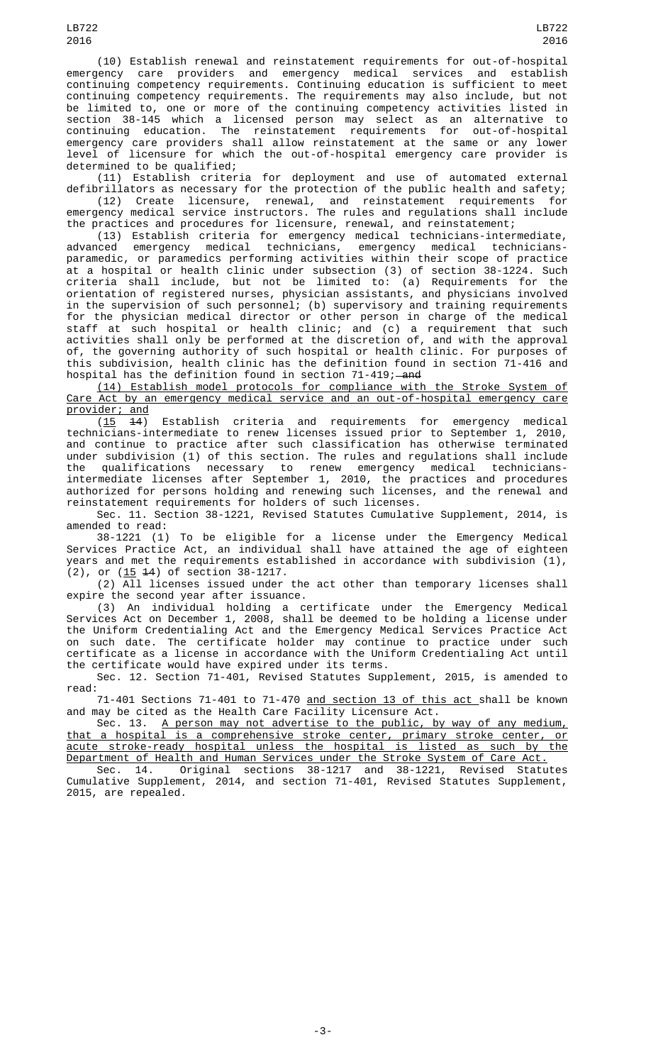(10) Establish renewal and reinstatement requirements for out-of-hospital emergency care providers and emergency medical services and establish continuing competency requirements. Continuing education is sufficient to meet continuing competency requirements. The requirements may also include, but not be limited to, one or more of the continuing competency activities listed in section 38-145 which a licensed person may select as an alternative to continuing education. The reinstatement requirements for out-of-hospital emergency care providers shall allow reinstatement at the same or any lower level of licensure for which the out-of-hospital emergency care provider is determined to be qualified;

(11) Establish criteria for deployment and use of automated external defibrillators as necessary for the protection of the public health and safety;

(12) Create licensure, renewal, and reinstatement requirements for emergency medical service instructors. The rules and regulations shall include the practices and procedures for licensure, renewal, and reinstatement;

(13) Establish criteria for emergency medical technicians-intermediate, advanced emergency medical technicians, emergency medical technicians-paramedic, or paramedics performing activities within their scope of practice at a hospital or health clinic under subsection (3) of section 38-1224. Such criteria shall include, but not be limited to: (a) Requirements for the orientation of registered nurses, physician assistants, and physicians involved in the supervision of such personnel; (b) supervisory and training requirements for the physician medical director or other person in charge of the medical staff at such hospital or health clinic; and (c) a requirement that such activities shall only be performed at the discretion of, and with the approval of, the governing authority of such hospital or health clinic. For purposes of this subdivision, health clinic has the definition found in section 71-416 and hospital has the definition found in section 71-419; ~~and~~

<u>(14) Establish model protocols for compliance with the Stroke System of Care Act by an emergency medical service and an out-of-hospital emergency care provider; and</u>

(<u>15</u> ~~14~~) Establish criteria and requirements for emergency medical technicians-intermediate to renew licenses issued prior to September 1, 2010, and continue to practice after such classification has otherwise terminated under subdivision (1) of this section. The rules and regulations shall include the qualifications necessary to renew emergency medical technicians-intermediate licenses after September 1, 2010, the practices and procedures authorized for persons holding and renewing such licenses, and the renewal and reinstatement requirements for holders of such licenses.

Sec. 11. Section 38-1221, Revised Statutes Cumulative Supplement, 2014, is amended to read:

38-1221 (1) To be eligible for a license under the Emergency Medical Services Practice Act, an individual shall have attained the age of eighteen years and met the requirements established in accordance with subdivision (1), (2), or (<u>15</u> ~~14~~) of section 38-1217.

(2) All licenses issued under the act other than temporary licenses shall expire the second year after issuance.

(3) An individual holding a certificate under the Emergency Medical Services Act on December 1, 2008, shall be deemed to be holding a license under the Uniform Credentialing Act and the Emergency Medical Services Practice Act on such date. The certificate holder may continue to practice under such certificate as a license in accordance with the Uniform Credentialing Act until the certificate would have expired under its terms.

Sec. 12. Section 71-401, Revised Statutes Supplement, 2015, is amended to read:

71-401 Sections 71-401 to 71-470 <u>and section 13 of this act</u> shall be known and may be cited as the Health Care Facility Licensure Act.

Sec. 13. <u>A person may not advertise to the public, by way of any medium, that a hospital is a comprehensive stroke center, primary stroke center, or acute stroke-ready hospital unless the hospital is listed as such by the Department of Health and Human Services under the Stroke System of Care Act.</u>

Sec. 14. Original sections 38-1217 and 38-1221, Revised Statutes Cumulative Supplement, 2014, and section 71-401, Revised Statutes Supplement, 2015, are repealed.